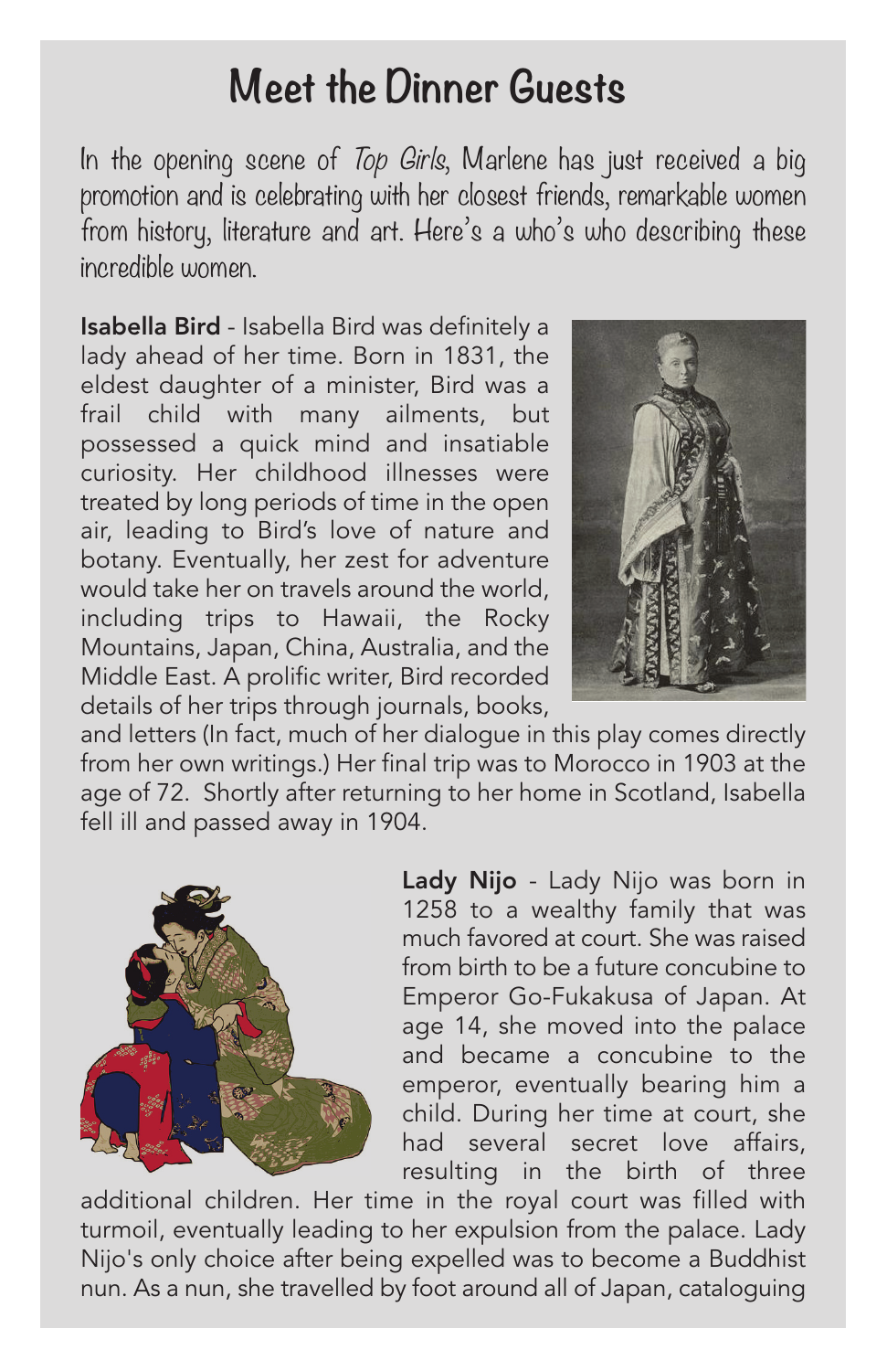# Meet the Dinner Guests

In the opening scene of *Top Girls*, Marlene has just received a big promotion and is celebrating with her closest friends, remarkable women from history, literature and art. Here's a who's who describing these incredible women.

**Isabella Bird** - Isabella Bird was definitely a lady ahead of her time. Born in 1831, the eldest daughter of a minister, Bird was a frail child with many ailments, but possessed a quick mind and insatiable curiosity. Her childhood illnesses were treated by long periods of time in the open air, leading to Bird's love of nature and botany. Eventually, her zest for adventure would take her on travels around the world, including trips to Hawaii, the Rocky Mountains, Japan, China, Australia, and the Middle East. A prolific writer, Bird recorded details of her trips through journals, books, and letters (In fact, much of her dialogue in this play comes directly from her own writings.) Her final trip was to Morocco in 1903 at the age of 72. Shortly after returning to her home in Scotland, Isabella fell ill and passed away in 1904.

**Lady Nijo** - Lady Nijo was born in 1258 to a wealthy family that was much favored at court. She was raised from birth to be a future concubine to Emperor Go-Fukakusa of Japan. At age 14, she moved into the palace and became a concubine to the emperor, eventually bearing him a child. During her time at court, she had several secret love affairs, resulting in the birth of three additional children. Her time in the royal court was filled with turmoil, eventually leading to her expulsion from the palace. Lady Nijo's only choice after being expelled was to become a Buddhist nun. As a nun, she travelled by foot around all of Japan, cataloguing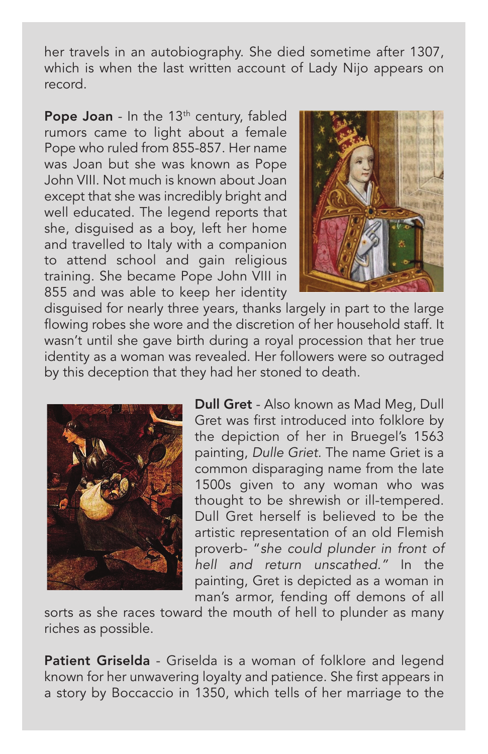her travels in an autobiography. She died sometime after 1307, which is when the last written account of Lady Nijo appears on record.

**Pope Joan** - In the 13th century, fabled rumors came to light about a female Pope who ruled from 855-857. Her name was Joan but she was known as Pope John VIII. Not much is known about Joan except that she was incredibly bright and well educated. The legend reports that she, disguised as a boy, left her home and travelled to Italy with a companion to attend school and gain religious training. She became Pope John VIII in 855 and was able to keep her identity disguised for nearly three years, thanks largely in part to the large flowing robes she wore and the discretion of her household staff. It wasn't until she gave birth during a royal procession that her true identity as a woman was revealed. Her followers were so outraged by this deception that they had her stoned to death.

**Dull Gret** - Also known as Mad Meg, Dull Gret was first introduced into folklore by the depiction of her in Bruegel's 1563 painting, *Dulle Griet.* The name Griet is a common disparaging name from the late 1500s given to any woman who was thought to be shrewish or ill-tempered. Dull Gret herself is believed to be the artistic representation of an old Flemish proverb- "*she could plunder in front of hell and return unscathed.*" In the painting, Gret is depicted as a woman in man's armor, fending off demons of all sorts as she races toward the mouth of hell to plunder as many riches as possible.

**Patient Griselda** - Griselda is a woman of folklore and legend known for her unwavering loyalty and patience. She first appears in a story by Boccaccio in 1350, which tells of her marriage to the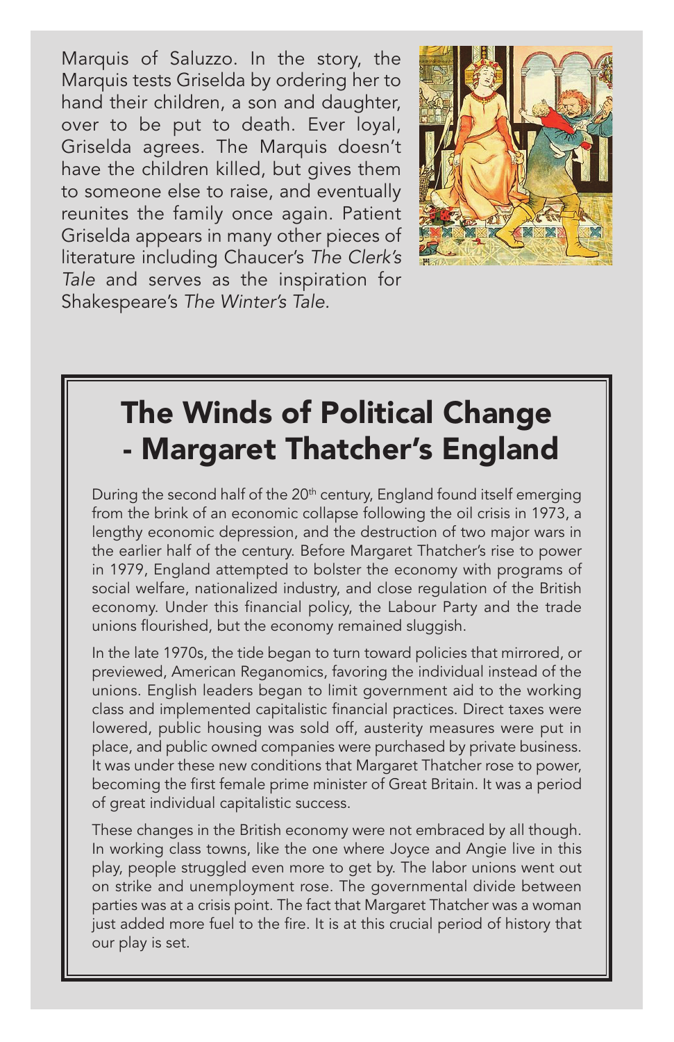Marquis of Saluzzo. In the story, the Marquis tests Griselda by ordering her to hand their children, a son and daughter, over to be put to death. Ever loyal, Griselda agrees. The Marquis doesn't have the children killed, but gives them to someone else to raise, and eventually reunites the family once again. Patient Griselda appears in many other pieces of literature including Chaucer's *The Clerk's Tale* and serves as the inspiration for Shakespeare's *The Winter's Tale.*

## The Winds of Political Change - Margaret Thatcher's England

During the second half of the 20th century, England found itself emerging from the brink of an economic collapse following the oil crisis in 1973, a lengthy economic depression, and the destruction of two major wars in the earlier half of the century. Before Margaret Thatcher's rise to power in 1979, England attempted to bolster the economy with programs of social welfare, nationalized industry, and close regulation of the British economy. Under this financial policy, the Labour Party and the trade unions flourished, but the economy remained sluggish.

In the late 1970s, the tide began to turn toward policies that mirrored, or previewed, American Reganomics, favoring the individual instead of the unions. English leaders began to limit government aid to the working class and implemented capitalistic financial practices. Direct taxes were lowered, public housing was sold off, austerity measures were put in place, and public owned companies were purchased by private business. It was under these new conditions that Margaret Thatcher rose to power, becoming the first female prime minister of Great Britain. It was a period of great individual capitalistic success.

These changes in the British economy were not embraced by all though. In working class towns, like the one where Joyce and Angie live in this play, people struggled even more to get by. The labor unions went out on strike and unemployment rose. The governmental divide between parties was at a crisis point. The fact that Margaret Thatcher was a woman just added more fuel to the fire. It is at this crucial period of history that our play is set.